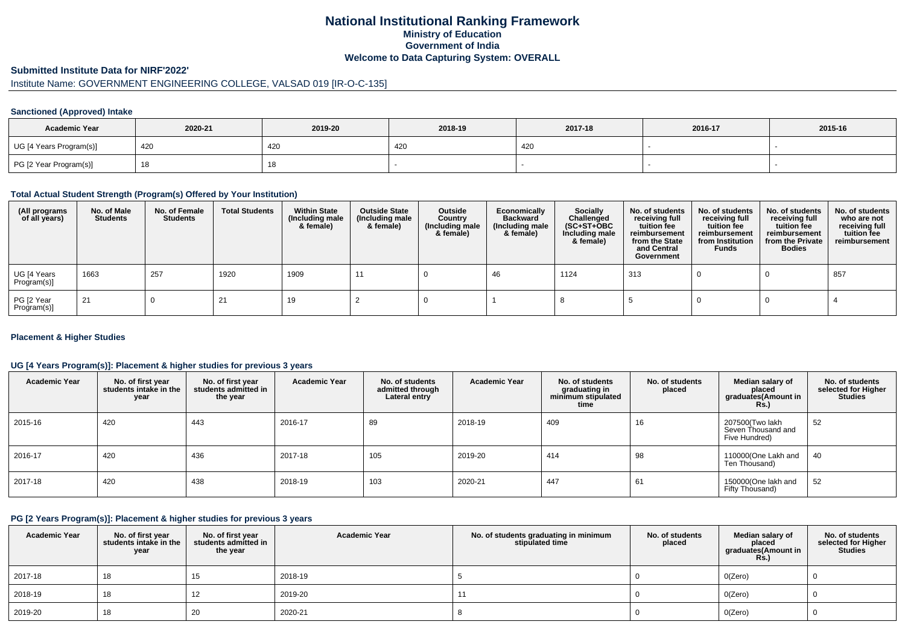# National Institutional Ranking Framework
## Ministry of Education
## Government of India
## Welcome to Data Capturing System: OVERALL

### Submitted Institute Data for NIRF'2022'

Institute Name: GOVERNMENT ENGINEERING COLLEGE, VALSAD 019 [IR-O-C-135]

#### Sanctioned (Approved) Intake

| Academic Year | 2020-21 | 2019-20 | 2018-19 | 2017-18 | 2016-17 | 2015-16 |
|---|---|---|---|---|---|---|
| UG [4 Years Program(s)] | 420 | 420 | 420 | 420 | - | - |
| PG [2 Year Program(s)] | 18 | 18 | - | - | - | - |

#### Total Actual Student Strength (Program(s) Offered by Your Institution)

| (All programs of all years) | No. of Male Students | No. of Female Students | Total Students | Within State (Including male & female) | Outside State (Including male & female) | Outside Country (Including male & female) | Economically Backward (Including male & female) | Socially Challenged (SC+ST+OBC Including male & female) | No. of students receiving full tuition fee reimbursement from the State and Central Government | No. of students receiving full tuition fee reimbursement from Institution Funds | No. of students receiving full tuition fee reimbursement from the Private Bodies | No. of students who are not receiving full tuition fee reimbursement |
|---|---|---|---|---|---|---|---|---|---|---|---|---|
| UG [4 Years Program(s)] | 1663 | 257 | 1920 | 1909 | 11 | 0 | 46 | 1124 | 313 | 0 | 0 | 857 |
| PG [2 Year Program(s)] | 21 | 0 | 21 | 19 | 2 | 0 | 1 | 8 | 5 | 0 | 0 | 4 |

#### Placement & Higher Studies

#### UG [4 Years Program(s)]: Placement & higher studies for previous 3 years

| Academic Year | No. of first year students intake in the year | No. of first year students admitted in the year | Academic Year | No. of students admitted through Lateral entry | Academic Year | No. of students graduating in minimum stipulated time | No. of students placed | Median salary of placed graduates(Amount in Rs.) | No. of students selected for Higher Studies |
|---|---|---|---|---|---|---|---|---|---|
| 2015-16 | 420 | 443 | 2016-17 | 89 | 2018-19 | 409 | 16 | 207500(Two lakh Seven Thousand and Five Hundred) | 52 |
| 2016-17 | 420 | 436 | 2017-18 | 105 | 2019-20 | 414 | 98 | 110000(One Lakh and Ten Thousand) | 40 |
| 2017-18 | 420 | 438 | 2018-19 | 103 | 2020-21 | 447 | 61 | 150000(One lakh and Fifty Thousand) | 52 |

#### PG [2 Years Program(s)]: Placement & higher studies for previous 3 years

| Academic Year | No. of first year students intake in the year | No. of first year students admitted in the year | Academic Year | No. of students graduating in minimum stipulated time | No. of students placed | Median salary of placed graduates(Amount in Rs.) | No. of students selected for Higher Studies |
|---|---|---|---|---|---|---|---|
| 2017-18 | 18 | 15 | 2018-19 | 5 | 0 | 0(Zero) | 0 |
| 2018-19 | 18 | 12 | 2019-20 | 11 | 0 | 0(Zero) | 0 |
| 2019-20 | 18 | 20 | 2020-21 | 8 | 0 | 0(Zero) | 0 |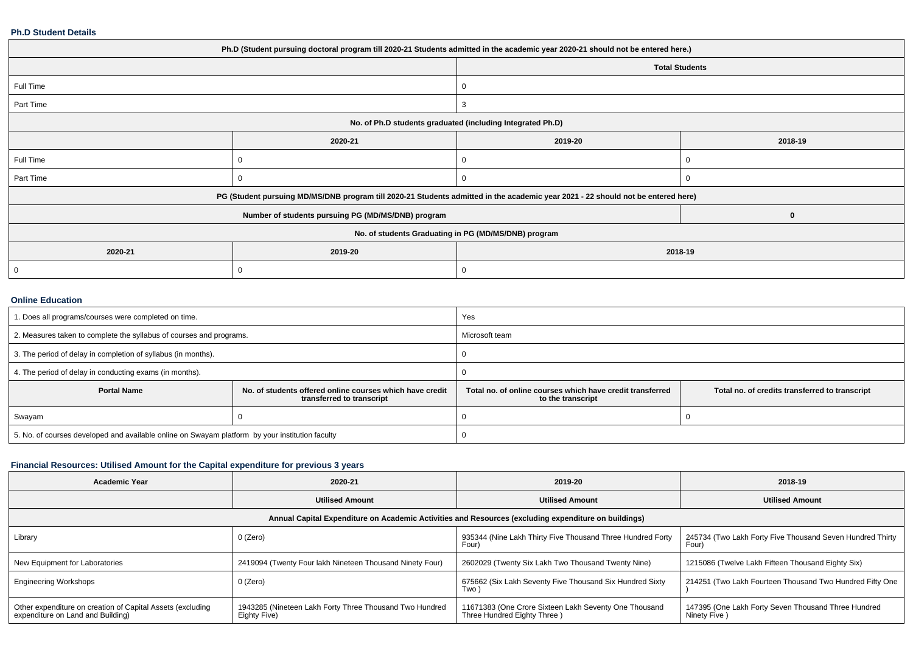### Ph.D Student Details

| Ph.D (Student pursuing doctoral program till 2020-21 Students admitted in the academic year 2020-21 should not be entered here.) | | | |
|---|---|---|---|
| | | Total Students | |
| Full Time | | 0 | |
| Part Time | | 3 | |
| No. of Ph.D students graduated (including Integrated Ph.D) | | | |
| | 2020-21 | 2019-20 | 2018-19 |
| Full Time | 0 | 0 | 0 |
| Part Time | 0 | 0 | 0 |
| PG (Student pursuing MD/MS/DNB program till 2020-21 Students admitted in the academic year 2021 - 22 should not be entered here) | | | |
| Number of students pursuing PG (MD/MS/DNB) program | | | 0 |
| No. of students Graduating in PG (MD/MS/DNB) program | | | |
| 2020-21 | 2019-20 | 2018-19 | |
| 0 | 0 | 0 | |

### Online Education

| | | | |
|---|---|---|---|
| 1. Does all programs/courses were completed on time. | | Yes | |
| 2. Measures taken to complete the syllabus of courses and programs. | | Microsoft team | |
| 3. The period of delay in completion of syllabus (in months). | | 0 | |
| 4. The period of delay in conducting exams (in months). | | 0 | |
| **Portal Name** | **No. of students offered online courses which have credit transferred to transcript** | **Total no. of online courses which have credit transferred to the transcript** | **Total no. of credits transferred to transcript** |
| Swayam | 0 | 0 | 0 |
| 5. No. of courses developed and available online on Swayam platform by your institution faculty | | 0 | |

### Financial Resources: Utilised Amount for the Capital expenditure for previous 3 years

| Academic Year | 2020-21 | 2019-20 | 2018-19 |
|---|---|---|---|
| | Utilised Amount | Utilised Amount | Utilised Amount |
| Annual Capital Expenditure on Academic Activities and Resources (excluding expenditure on buildings) | | | |
| Library | 0 (Zero) | 935344 (Nine Lakh Thirty Five Thousand Three Hundred Forty Four) | 245734 (Two Lakh Forty Five Thousand Seven Hundred Thirty Four) |
| New Equipment for Laboratories | 2419094 (Twenty Four lakh Nineteen Thousand Ninety Four) | 2602029 (Twenty Six Lakh Two Thousand Twenty Nine) | 1215086 (Twelve Lakh Fifteen Thousand Eighty Six) |
| Engineering Workshops | 0 (Zero) | 675662 (Six Lakh Seventy Five Thousand Six Hundred Sixty Two ) | 214251 (Two Lakh Fourteen Thousand Two Hundred Fifty One ) |
| Other expenditure on creation of Capital Assets (excluding expenditure on Land and Building) | 1943285 (Nineteen Lakh Forty Three Thousand Two Hundred Eighty Five) | 11671383 (One Crore Sixteen Lakh Seventy One Thousand Three Hundred Eighty Three ) | 147395 (One Lakh Forty Seven Thousand Three Hundred Ninety Five ) |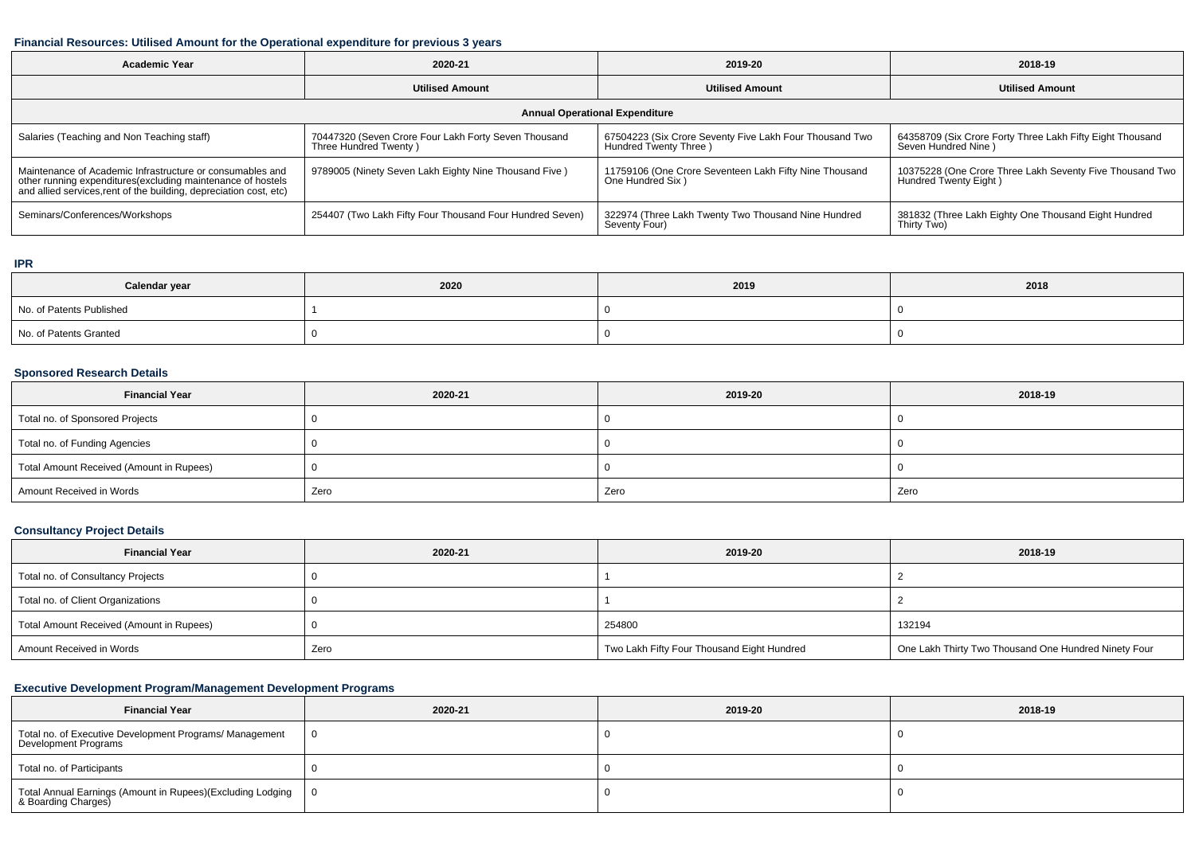### Financial Resources: Utilised Amount for the Operational expenditure for previous 3 years

| Academic Year | 2020-21 | 2019-20 | 2018-19 |
|---|---|---|---|
| | Utilised Amount | Utilised Amount | Utilised Amount |
| Annual Operational Expenditure | | | |
| Salaries (Teaching and Non Teaching staff) | 70447320 (Seven Crore Four Lakh Forty Seven Thousand Three Hundred Twenty ) | 67504223 (Six Crore Seventy Five Lakh Four Thousand Two Hundred Twenty Three ) | 64358709 (Six Crore Forty Three Lakh Fifty Eight Thousand Seven Hundred Nine ) |
| Maintenance of Academic Infrastructure or consumables and other running expenditures(excluding maintenance of hostels and allied services,rent of the building, depreciation cost, etc) | 9789005 (Ninety Seven Lakh Eighty Nine Thousand Five ) | 11759106 (One Crore Seventeen Lakh Fifty Nine Thousand One Hundred Six ) | 10375228 (One Crore Three Lakh Seventy Five Thousand Two Hundred Twenty Eight ) |
| Seminars/Conferences/Workshops | 254407 (Two Lakh Fifty Four Thousand Four Hundred Seven) | 322974 (Three Lakh Twenty Two Thousand Nine Hundred Seventy Four) | 381832 (Three Lakh Eighty One Thousand Eight Hundred Thirty Two) |

### IPR

| Calendar year | 2020 | 2019 | 2018 |
|---|---|---|---|
| No. of Patents Published | 1 | 0 | 0 |
| No. of Patents Granted | 0 | 0 | 0 |

### Sponsored Research Details

| Financial Year | 2020-21 | 2019-20 | 2018-19 |
|---|---|---|---|
| Total no. of Sponsored Projects | 0 | 0 | 0 |
| Total no. of Funding Agencies | 0 | 0 | 0 |
| Total Amount Received (Amount in Rupees) | 0 | 0 | 0 |
| Amount Received in Words | Zero | Zero | Zero |

### Consultancy Project Details

| Financial Year | 2020-21 | 2019-20 | 2018-19 |
|---|---|---|---|
| Total no. of Consultancy Projects | 0 | 1 | 2 |
| Total no. of Client Organizations | 0 | 1 | 2 |
| Total Amount Received (Amount in Rupees) | 0 | 254800 | 132194 |
| Amount Received in Words | Zero | Two Lakh Fifty Four Thousand Eight Hundred | One Lakh Thirty Two Thousand One Hundred Ninety Four |

### Executive Development Program/Management Development Programs

| Financial Year | 2020-21 | 2019-20 | 2018-19 |
|---|---|---|---|
| Total no. of Executive Development Programs/ Management Development Programs | 0 | 0 | 0 |
| Total no. of Participants | 0 | 0 | 0 |
| Total Annual Earnings (Amount in Rupees)(Excluding Lodging & Boarding Charges) | 0 | 0 | 0 |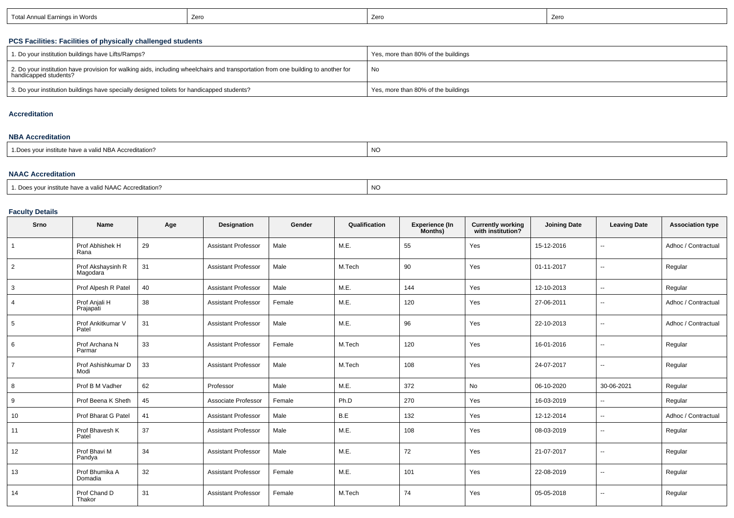| | | | |
|---|---|---|---|
| Total Annual Earnings in Words | Zero | Zero | Zero |

### PCS Facilities: Facilities of physically challenged students

| | |
|---|---|
| 1. Do your institution buildings have Lifts/Ramps? | Yes, more than 80% of the buildings |
| 2. Do your institution have provision for walking aids, including wheelchairs and transportation from one building to another for handicapped students? | No |
| 3. Do your institution buildings have specially designed toilets for handicapped students? | Yes, more than 80% of the buildings |

### Accreditation

### NBA Accreditation

| | |
|---|---|
| 1.Does your institute have a valid NBA Accreditation? | NO |

### NAAC Accreditation

| | |
|---|---|
| 1. Does your institute have a valid NAAC Accreditation? | NO |

### Faculty Details

| Srno | Name | Age | Designation | Gender | Qualification | Experience (In Months) | Currently working with institution? | Joining Date | Leaving Date | Association type |
|---|---|---|---|---|---|---|---|---|---|---|
| 1 | Prof Abhishek H Rana | 29 | Assistant Professor | Male | M.E. | 55 | Yes | 15-12-2016 | -- | Adhoc / Contractual |
| 2 | Prof Akshaysinh R Magodara | 31 | Assistant Professor | Male | M.Tech | 90 | Yes | 01-11-2017 | -- | Regular |
| 3 | Prof Alpesh R Patel | 40 | Assistant Professor | Male | M.E. | 144 | Yes | 12-10-2013 | -- | Regular |
| 4 | Prof Anjali H Prajapati | 38 | Assistant Professor | Female | M.E. | 120 | Yes | 27-06-2011 | -- | Adhoc / Contractual |
| 5 | Prof Ankitkumar V Patel | 31 | Assistant Professor | Male | M.E. | 96 | Yes | 22-10-2013 | -- | Adhoc / Contractual |
| 6 | Prof Archana N Parmar | 33 | Assistant Professor | Female | M.Tech | 120 | Yes | 16-01-2016 | -- | Regular |
| 7 | Prof Ashishkumar D Modi | 33 | Assistant Professor | Male | M.Tech | 108 | Yes | 24-07-2017 | -- | Regular |
| 8 | Prof B M Vadher | 62 | Professor | Male | M.E. | 372 | No | 06-10-2020 | 30-06-2021 | Regular |
| 9 | Prof Beena K Sheth | 45 | Associate Professor | Female | Ph.D | 270 | Yes | 16-03-2019 | -- | Regular |
| 10 | Prof Bharat G Patel | 41 | Assistant Professor | Male | B.E | 132 | Yes | 12-12-2014 | -- | Adhoc / Contractual |
| 11 | Prof Bhavesh K Patel | 37 | Assistant Professor | Male | M.E. | 108 | Yes | 08-03-2019 | -- | Regular |
| 12 | Prof Bhavi M Pandya | 34 | Assistant Professor | Male | M.E. | 72 | Yes | 21-07-2017 | -- | Regular |
| 13 | Prof Bhumika A Domadia | 32 | Assistant Professor | Female | M.E. | 101 | Yes | 22-08-2019 | -- | Regular |
| 14 | Prof Chand D Thakor | 31 | Assistant Professor | Female | M.Tech | 74 | Yes | 05-05-2018 | -- | Regular |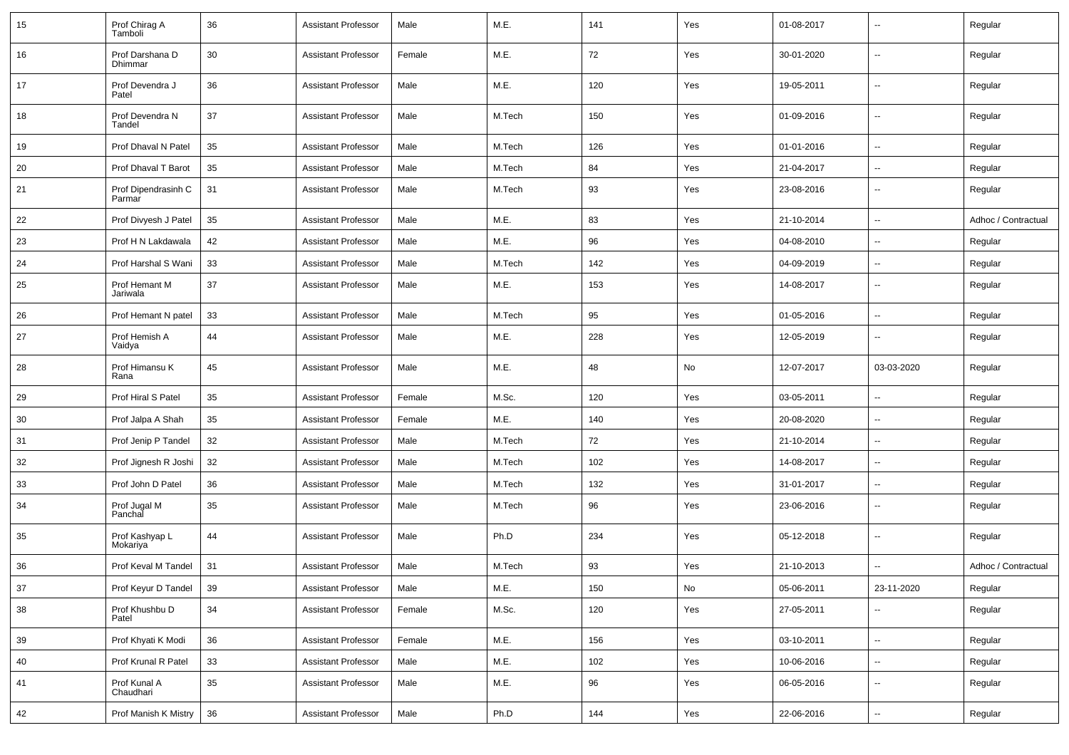| | | | | | | | | | | |
|---|---|---|---|---|---|---|---|---|---|---|
| 15 | Prof Chirag A Tamboli | 36 | Assistant Professor | Male | M.E. | 141 | Yes | 01-08-2017 | -- | Regular |
| 16 | Prof Darshana D Dhimmar | 30 | Assistant Professor | Female | M.E. | 72 | Yes | 30-01-2020 | -- | Regular |
| 17 | Prof Devendra J Patel | 36 | Assistant Professor | Male | M.E. | 120 | Yes | 19-05-2011 | -- | Regular |
| 18 | Prof Devendra N Tandel | 37 | Assistant Professor | Male | M.Tech | 150 | Yes | 01-09-2016 | -- | Regular |
| 19 | Prof Dhaval N Patel | 35 | Assistant Professor | Male | M.Tech | 126 | Yes | 01-01-2016 | -- | Regular |
| 20 | Prof Dhaval T Barot | 35 | Assistant Professor | Male | M.Tech | 84 | Yes | 21-04-2017 | -- | Regular |
| 21 | Prof Dipendrasinh C Parmar | 31 | Assistant Professor | Male | M.Tech | 93 | Yes | 23-08-2016 | -- | Regular |
| 22 | Prof Divyesh J Patel | 35 | Assistant Professor | Male | M.E. | 83 | Yes | 21-10-2014 | -- | Adhoc / Contractual |
| 23 | Prof H N Lakdawala | 42 | Assistant Professor | Male | M.E. | 96 | Yes | 04-08-2010 | -- | Regular |
| 24 | Prof Harshal S Wani | 33 | Assistant Professor | Male | M.Tech | 142 | Yes | 04-09-2019 | -- | Regular |
| 25 | Prof Hemant M Jariwala | 37 | Assistant Professor | Male | M.E. | 153 | Yes | 14-08-2017 | -- | Regular |
| 26 | Prof Hemant N patel | 33 | Assistant Professor | Male | M.Tech | 95 | Yes | 01-05-2016 | -- | Regular |
| 27 | Prof Hemish A Vaidya | 44 | Assistant Professor | Male | M.E. | 228 | Yes | 12-05-2019 | -- | Regular |
| 28 | Prof Himansu K Rana | 45 | Assistant Professor | Male | M.E. | 48 | No | 12-07-2017 | 03-03-2020 | Regular |
| 29 | Prof Hiral S Patel | 35 | Assistant Professor | Female | M.Sc. | 120 | Yes | 03-05-2011 | -- | Regular |
| 30 | Prof Jalpa A Shah | 35 | Assistant Professor | Female | M.E. | 140 | Yes | 20-08-2020 | -- | Regular |
| 31 | Prof Jenip P Tandel | 32 | Assistant Professor | Male | M.Tech | 72 | Yes | 21-10-2014 | -- | Regular |
| 32 | Prof Jignesh R Joshi | 32 | Assistant Professor | Male | M.Tech | 102 | Yes | 14-08-2017 | -- | Regular |
| 33 | Prof John D Patel | 36 | Assistant Professor | Male | M.Tech | 132 | Yes | 31-01-2017 | -- | Regular |
| 34 | Prof Jugal M Panchal | 35 | Assistant Professor | Male | M.Tech | 96 | Yes | 23-06-2016 | -- | Regular |
| 35 | Prof Kashyap L Mokariya | 44 | Assistant Professor | Male | Ph.D | 234 | Yes | 05-12-2018 | -- | Regular |
| 36 | Prof Keval M Tandel | 31 | Assistant Professor | Male | M.Tech | 93 | Yes | 21-10-2013 | -- | Adhoc / Contractual |
| 37 | Prof Keyur D Tandel | 39 | Assistant Professor | Male | M.E. | 150 | No | 05-06-2011 | 23-11-2020 | Regular |
| 38 | Prof Khushbu D Patel | 34 | Assistant Professor | Female | M.Sc. | 120 | Yes | 27-05-2011 | -- | Regular |
| 39 | Prof Khyati K Modi | 36 | Assistant Professor | Female | M.E. | 156 | Yes | 03-10-2011 | -- | Regular |
| 40 | Prof Krunal R Patel | 33 | Assistant Professor | Male | M.E. | 102 | Yes | 10-06-2016 | -- | Regular |
| 41 | Prof Kunal A Chaudhari | 35 | Assistant Professor | Male | M.E. | 96 | Yes | 06-05-2016 | -- | Regular |
| 42 | Prof Manish K Mistry | 36 | Assistant Professor | Male | Ph.D | 144 | Yes | 22-06-2016 | -- | Regular |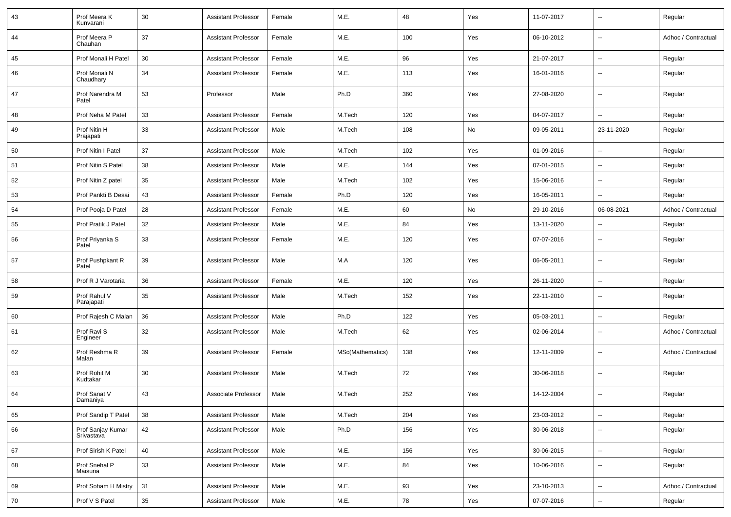| | | | | | | | | | | |
|---|---|---|---|---|---|---|---|---|---|---|
| 43 | Prof Meera K Kunvarani | 30 | Assistant Professor | Female | M.E. | 48 | Yes | 11-07-2017 | -- | Regular |
| 44 | Prof Meera P Chauhan | 37 | Assistant Professor | Female | M.E. | 100 | Yes | 06-10-2012 | -- | Adhoc / Contractual |
| 45 | Prof Monali H Patel | 30 | Assistant Professor | Female | M.E. | 96 | Yes | 21-07-2017 | -- | Regular |
| 46 | Prof Monali N Chaudhary | 34 | Assistant Professor | Female | M.E. | 113 | Yes | 16-01-2016 | -- | Regular |
| 47 | Prof Narendra M Patel | 53 | Professor | Male | Ph.D | 360 | Yes | 27-08-2020 | -- | Regular |
| 48 | Prof Neha M Patel | 33 | Assistant Professor | Female | M.Tech | 120 | Yes | 04-07-2017 | -- | Regular |
| 49 | Prof Nitin H Prajapati | 33 | Assistant Professor | Male | M.Tech | 108 | No | 09-05-2011 | 23-11-2020 | Regular |
| 50 | Prof Nitin I Patel | 37 | Assistant Professor | Male | M.Tech | 102 | Yes | 01-09-2016 | -- | Regular |
| 51 | Prof Nitin S Patel | 38 | Assistant Professor | Male | M.E. | 144 | Yes | 07-01-2015 | -- | Regular |
| 52 | Prof Nitin Z patel | 35 | Assistant Professor | Male | M.Tech | 102 | Yes | 15-06-2016 | -- | Regular |
| 53 | Prof Pankti B Desai | 43 | Assistant Professor | Female | Ph.D | 120 | Yes | 16-05-2011 | -- | Regular |
| 54 | Prof Pooja D Patel | 28 | Assistant Professor | Female | M.E. | 60 | No | 29-10-2016 | 06-08-2021 | Adhoc / Contractual |
| 55 | Prof Pratik J Patel | 32 | Assistant Professor | Male | M.E. | 84 | Yes | 13-11-2020 | -- | Regular |
| 56 | Prof Priyanka S Patel | 33 | Assistant Professor | Female | M.E. | 120 | Yes | 07-07-2016 | -- | Regular |
| 57 | Prof Pushpkant R Patel | 39 | Assistant Professor | Male | M.A | 120 | Yes | 06-05-2011 | -- | Regular |
| 58 | Prof R J Varotaria | 36 | Assistant Professor | Female | M.E. | 120 | Yes | 26-11-2020 | -- | Regular |
| 59 | Prof Rahul V Parajapati | 35 | Assistant Professor | Male | M.Tech | 152 | Yes | 22-11-2010 | -- | Regular |
| 60 | Prof Rajesh C Malan | 36 | Assistant Professor | Male | Ph.D | 122 | Yes | 05-03-2011 | -- | Regular |
| 61 | Prof Ravi S Engineer | 32 | Assistant Professor | Male | M.Tech | 62 | Yes | 02-06-2014 | -- | Adhoc / Contractual |
| 62 | Prof Reshma R Malan | 39 | Assistant Professor | Female | MSc(Mathematics) | 138 | Yes | 12-11-2009 | -- | Adhoc / Contractual |
| 63 | Prof Rohit M Kudtakar | 30 | Assistant Professor | Male | M.Tech | 72 | Yes | 30-06-2018 | -- | Regular |
| 64 | Prof Sanat V Damaniya | 43 | Associate Professor | Male | M.Tech | 252 | Yes | 14-12-2004 | -- | Regular |
| 65 | Prof Sandip T Patel | 38 | Assistant Professor | Male | M.Tech | 204 | Yes | 23-03-2012 | -- | Regular |
| 66 | Prof Sanjay Kumar Srivastava | 42 | Assistant Professor | Male | Ph.D | 156 | Yes | 30-06-2018 | -- | Regular |
| 67 | Prof Sirish K Patel | 40 | Assistant Professor | Male | M.E. | 156 | Yes | 30-06-2015 | -- | Regular |
| 68 | Prof Snehal P Maisuria | 33 | Assistant Professor | Male | M.E. | 84 | Yes | 10-06-2016 | -- | Regular |
| 69 | Prof Soham H Mistry | 31 | Assistant Professor | Male | M.E. | 93 | Yes | 23-10-2013 | -- | Adhoc / Contractual |
| 70 | Prof V S Patel | 35 | Assistant Professor | Male | M.E. | 78 | Yes | 07-07-2016 | -- | Regular |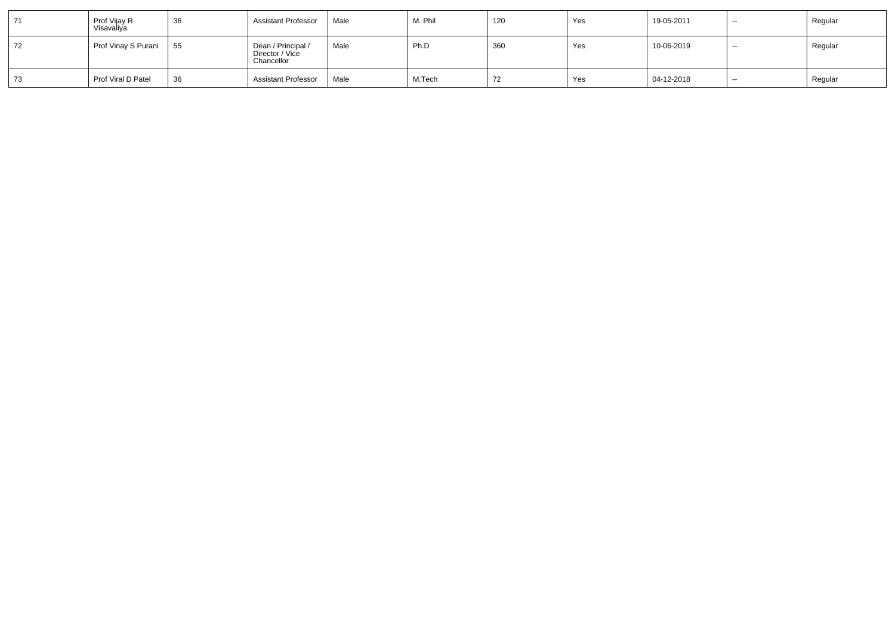| | | | | | | | | | | |
|---|---|---|---|---|---|---|---|---|---|---|
| 71 | Prof Vijay R Visavaliya | 36 | Assistant Professor | Male | M. Phil | 120 | Yes | 19-05-2011 | -- | Regular |
| 72 | Prof Vinay S Purani | 55 | Dean / Principal / Director / Vice Chancellor | Male | Ph.D | 360 | Yes | 10-06-2019 | -- | Regular |
| 73 | Prof Viral D Patel | 36 | Assistant Professor | Male | M.Tech | 72 | Yes | 04-12-2018 | -- | Regular |